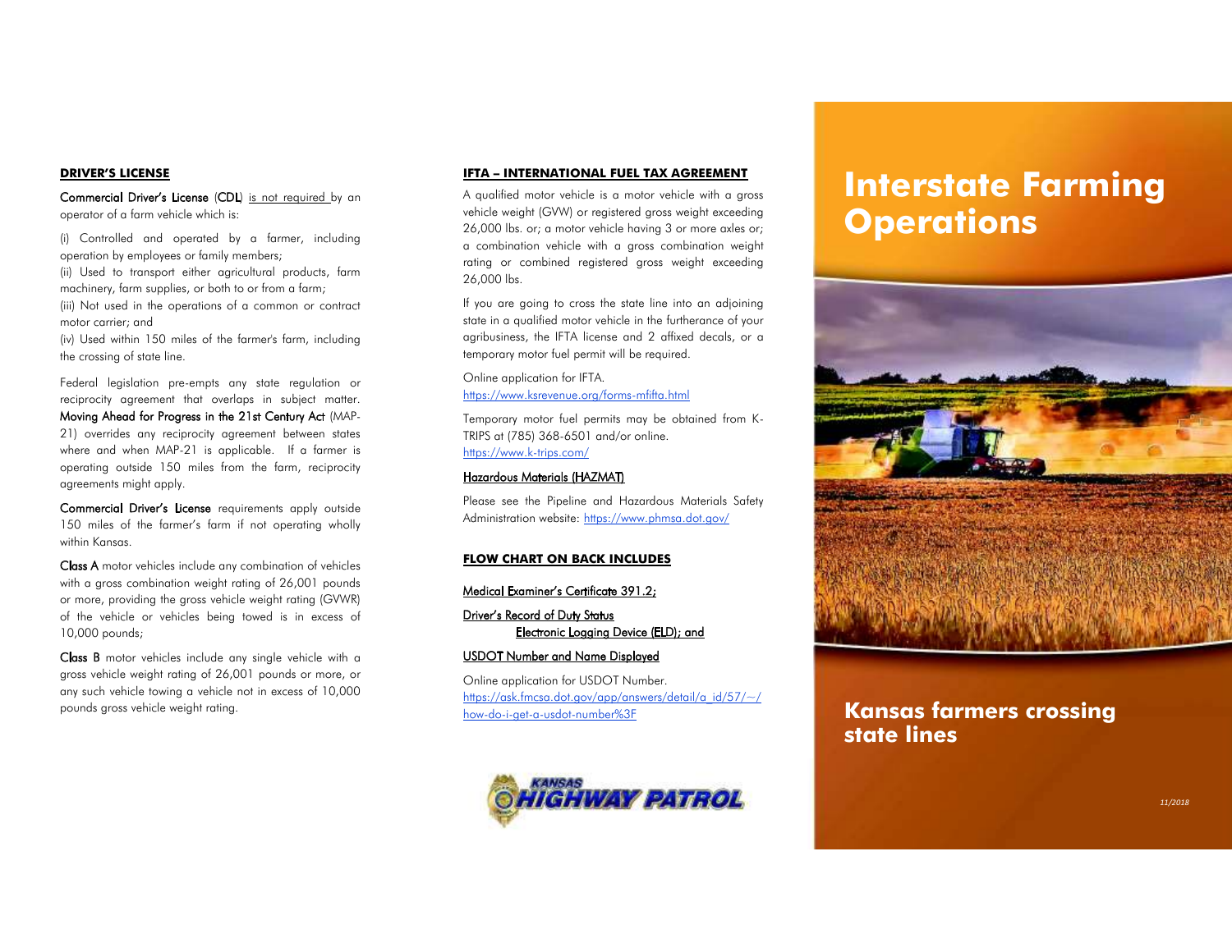# Interstate Farming Operations

## Kansas farmers crossing state lines

11/2018

## DRIVER'S LICENSE

Commercial Driver's License (CDL) is not required by an operator of a farm vehicle which is:

(i) Controlled and operated by a farmer, including operation by employees or family members;
(ii) Used to transport either agricultural products, farm machinery, farm supplies, or both to or from a farm;
(iii) Not used in the operations of a common or contract motor carrier; and
(iv) Used within 150 miles of the farmer's farm, including the crossing of state line.

Federal legislation pre-empts any state regulation or reciprocity agreement that overlaps in subject matter. Moving Ahead for Progress in the 21st Century Act (MAP-21) overrides any reciprocity agreement between states where and when MAP-21 is applicable. If a farmer is operating outside 150 miles from the farm, reciprocity agreements might apply.

Commercial Driver's License requirements apply outside 150 miles of the farmer's farm if not operating wholly within Kansas.

Class A motor vehicles include any combination of vehicles with a gross combination weight rating of 26,001 pounds or more, providing the gross vehicle weight rating (GVWR) of the vehicle or vehicles being towed is in excess of 10,000 pounds;

Class B motor vehicles include any single vehicle with a gross vehicle weight rating of 26,001 pounds or more, or any such vehicle towing a vehicle not in excess of 10,000 pounds gross vehicle weight rating.

## IFTA – INTERNATIONAL FUEL TAX AGREEMENT

A qualified motor vehicle is a motor vehicle with a gross vehicle weight (GVW) or registered gross weight exceeding 26,000 lbs. or; a motor vehicle having 3 or more axles or; a combination vehicle with a gross combination weight rating or combined registered gross weight exceeding 26,000 lbs.

If you are going to cross the state line into an adjoining state in a qualified motor vehicle in the furtherance of your agribusiness, the IFTA license and 2 affixed decals, or a temporary motor fuel permit will be required.

Online application for IFTA.
https://www.ksrevenue.org/forms-mfifta.html

Temporary motor fuel permits may be obtained from K-TRIPS at (785) 368-6501 and/or online.
https://www.k-trips.com/

### Hazardous Materials (HAZMAT)

Please see the Pipeline and Hazardous Materials Safety Administration website: https://www.phmsa.dot.gov/

## FLOW CHART ON BACK INCLUDES

Medical Examiner's Certificate 391.2;

Driver's Record of Duty Status
 Electronic Logging Device (ELD); and

USDOT Number and Name Displayed

Online application for USDOT Number.
https://ask.fmcsa.dot.gov/app/answers/detail/a_id/57/~/how-do-i-get-a-usdot-number%3F

KANSAS HIGHWAY PATROL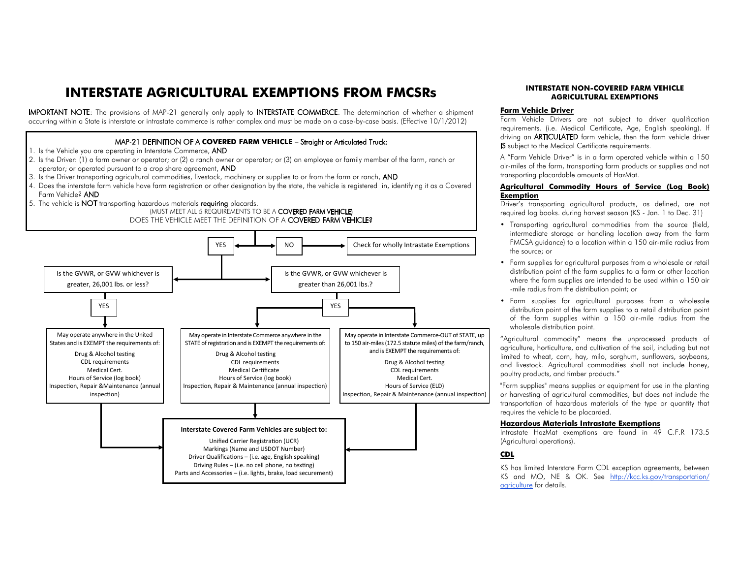# INTERSTATE AGRICULTURAL EXEMPTIONS FROM FMCSRs

**IMPORTANT NOTE**: The provisions of MAP-21 generally only apply to **INTERSTATE COMMERCE**. The determination of whether a shipment occurring within a State is interstate or intrastate commerce is rather complex and must be made on a case-by-case basis. (Effective 10/1/2012)

## MAP-21 DEFINITION OF A COVERED FARM VEHICLE – Straight or Articulated Truck:

1. Is the Vehicle you are operating in Interstate Commerce, **AND**
2. Is the Driver: (1) a farm owner or operator; or (2) a ranch owner or operator; or (3) an employee or family member of the farm, ranch or operator; or operated pursuant to a crop share agreement, **AND**
3. Is the Driver transporting agricultural commodities, livestock, machinery or supplies to or from the farm or ranch, **AND**
4. Does the interstate farm vehicle have farm registration or other designation by the state, the vehicle is registered in, identifying it as a Covered Farm Vehicle? **AND**
5. The vehicle is **NOT** transporting hazardous materials **requiring** placards.

(MUST MEET ALL 5 REQUIREMENTS TO BE A **COVERED FARM VEHICLE**)

DOES THE VEHICLE MEET THE DEFINITION OF A **COVERED FARM VEHICLE**?

YES

NO

Check for wholly Intrastate Exemptions

Is the GVWR, or GVW whichever is greater, 26,001 lbs. or less?

Is the GVWR, or GVW whichever is greater than 26,001 lbs.?

YES

YES

May operate anywhere in the United States and is EXEMPT the requirements of:

Drug & Alcohol testing
CDL requirements
Medical Cert.
Hours of Service (log book)
Inspection, Repair &Maintenance (annual inspection)

May operate in Interstate Commerce anywhere in the STATE of registration and is EXEMPT the requirements of:

Drug & Alcohol testing
CDL requirements
Medical Certificate
Hours of Service (log book)
Inspection, Repair & Maintenance (annual inspection)

May operate in Interstate Commerce-OUT of STATE, up to 150 air-miles (172.5 statute miles) of the farm/ranch, and is EXEMPT the requirements of:

Drug & Alcohol testing
CDL requirements
Medical Cert.
Hours of Service (ELD)
Inspection, Repair & Maintenance (annual inspection)

**Interstate Covered Farm Vehicles are subject to:**

Unified Carrier Registration (UCR)
Markings (Name and USDOT Number)
Driver Qualifications – (i.e. age, English speaking)
Driving Rules – (i.e. no cell phone, no texting)
Parts and Accessories – (i.e. lights, brake, load securement)

## INTERSTATE NON-COVERED FARM VEHICLE AGRICULTURAL EXEMPTIONS

### Farm Vehicle Driver

Farm Vehicle Drivers are not subject to driver qualification requirements. (i.e. Medical Certificate, Age, English speaking). If driving an **ARTICULATED** farm vehicle, then the farm vehicle driver **IS** subject to the Medical Certificate requirements.

A "Farm Vehicle Driver" is in a farm operated vehicle within a 150 air-miles of the farm, transporting farm products or supplies and not transporting placardable amounts of HazMat.

### Agricultural Commodity Hours of Service (Log Book) Exemption

Driver's transporting agricultural products, as defined, are not required log books. during harvest season (KS - Jan. 1 to Dec. 31)

- Transporting agricultural commodities from the source (field, intermediate storage or handling location away from the farm FMCSA guidance) to a location within a 150 air-mile radius from the source; or
- Farm supplies for agricultural purposes from a wholesale or retail distribution point of the farm supplies to a farm or other location where the farm supplies are intended to be used within a 150 air -mile radius from the distribution point; or
- Farm supplies for agricultural purposes from a wholesale distribution point of the farm supplies to a retail distribution point of the farm supplies within a 150 air-mile radius from the wholesale distribution point.

"Agricultural commodity" means the unprocessed products of agriculture, horticulture, and cultivation of the soil, including but not limited to wheat, corn, hay, milo, sorghum, sunflowers, soybeans, and livestock. Agricultural commodities shall not include honey, poultry products, and timber products."

"Farm supplies" means supplies or equipment for use in the planting or harvesting of agricultural commodities, but does not include the transportation of hazardous materials of the type or quantity that requires the vehicle to be placarded.

### Hazardous Materials Intrastate Exemptions

Intrastate HazMat exemptions are found in 49 C.F.R 173.5 (Agricultural operations).

### CDL

KS has limited Interstate Farm CDL exception agreements, between KS and MO, NE & OK. See http://kcc.ks.gov/transportation/agriculture for details.